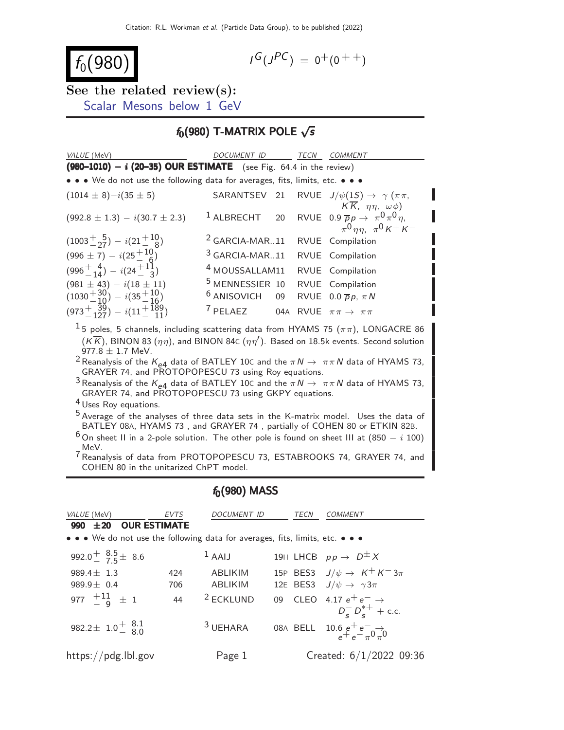# $f_0(980)$

$I^G(J^{PC}) = 0^+(0^{++})$

**See the related review(s):**
Scalar Mesons below 1 GeV

## $f_0(980)$ T-MATRIX POLE $\sqrt{s}$

| VALUE (MeV) | DOCUMENT ID | | TECN | COMMENT |
|---|---|---|---|---|
| **(980–1010) − i (20–35) OUR ESTIMATE** | (see Fig. 64.4 in the review) | | | |
| • • • We do not use the following data for averages, fits, limits, etc. • • • | | | | |
| $(1014 \pm 8) - i(35 \pm 5)$ | SARANTSEV | 21 | RVUE | $J/\psi(1S) \to \gamma\,(\pi\pi, K\overline{K}, \eta\eta, \omega\phi)$ |
| $(992.8 \pm 1.3) - i(30.7 \pm 2.3)$ | [1] ALBRECHT | 20 | RVUE | $0.9\ \overline{p}p \to \pi^0\pi^0\eta, \pi^0\eta\eta, \pi^0 K^+ K^-$ |
| $(1003^{+5}_{-27}) - i(21^{+10}_{-8})$ | [2] GARCIA-MAR..11 | | RVUE | Compilation |
| $(996 \pm 7) - i(25^{+10}_{-6})$ | [3] GARCIA-MAR..11 | | RVUE | Compilation |
| $(996^{+4}_{-14}) - i(24^{+11}_{-3})$ | [4] MOUSSALLAM11 | | RVUE | Compilation |
| $(981 \pm 43) - i(18 \pm 11)$ | [5] MENNESSIER | 10 | RVUE | Compilation |
| $(1030^{+30}_{-10}) - i(35^{+10}_{-16})$ | [6] ANISOVICH | 09 | RVUE | $0.0\ \overline{p}p, \pi N$ |
| $(973^{+39}_{-127}) - i(11^{+189}_{-11})$ | [7] PELAEZ | 04A | RVUE | $\pi\pi \to \pi\pi$ |

[1] 5 poles, 5 channels, including scattering data from HYAMS 75 ($\pi\pi$), LONGACRE 86 ($K\overline{K}$), BINON 83 ($\eta\eta$), and BINON 84C ($\eta\eta'$). Based on 18.5k events. Second solution 977.8 ± 1.7 MeV.

[2] Reanalysis of the $K_{e4}$ data of BATLEY 10C and the $\pi N \to \pi\pi N$ data of HYAMS 73, GRAYER 74, and PROTOPOPESCU 73 using Roy equations.

[3] Reanalysis of the $K_{e4}$ data of BATLEY 10C and the $\pi N \to \pi\pi N$ data of HYAMS 73, GRAYER 74, and PROTOPOPESCU 73 using GKPY equations.

[4] Uses Roy equations.

[5] Average of the analyses of three data sets in the K-matrix model. Uses the data of BATLEY 08A, HYAMS 73 , and GRAYER 74 , partially of COHEN 80 or ETKIN 82B.

[6] On sheet II in a 2-pole solution. The other pole is found on sheet III at $(850 - i\ 100)$ MeV.

[7] Reanalysis of data from PROTOPOPESCU 73, ESTABROOKS 74, GRAYER 74, and COHEN 80 in the unitarized ChPT model.

## $f_0(980)$ MASS

| VALUE (MeV) | EVTS | DOCUMENT ID | | TECN | COMMENT |
|---|---|---|---|---|---|
| **990 ±20 OUR ESTIMATE** | | | | | |
| • • • We do not use the following data for averages, fits, limits, etc. • • • | | | | | |
| $992.0^{+8.5}_{-7.5} \pm 8.6$ | | [1] AAIJ | 19H | LHCB | $pp \to D^{\pm} X$ |
| $989.4 \pm 1.3$ | 424 | ABLIKIM | 15P | BES3 | $J/\psi \to K^+ K^- 3\pi$ |
| $989.9 \pm 0.4$ | 706 | ABLIKIM | 12E | BES3 | $J/\psi \to \gamma 3\pi$ |
| $977\ ^{+11}_{-9} \pm 1$ | 44 | [2] ECKLUND | 09 | CLEO | $4.17\ e^+e^- \to D_s^- D_s^{*+}$ + c.c. |
| $982.2 \pm 1.0^{+8.1}_{-8.0}$ | | [3] UEHARA | 08A | BELL | $10.6\ e^+e^- \to e^+e^-\pi^0\pi^0$ |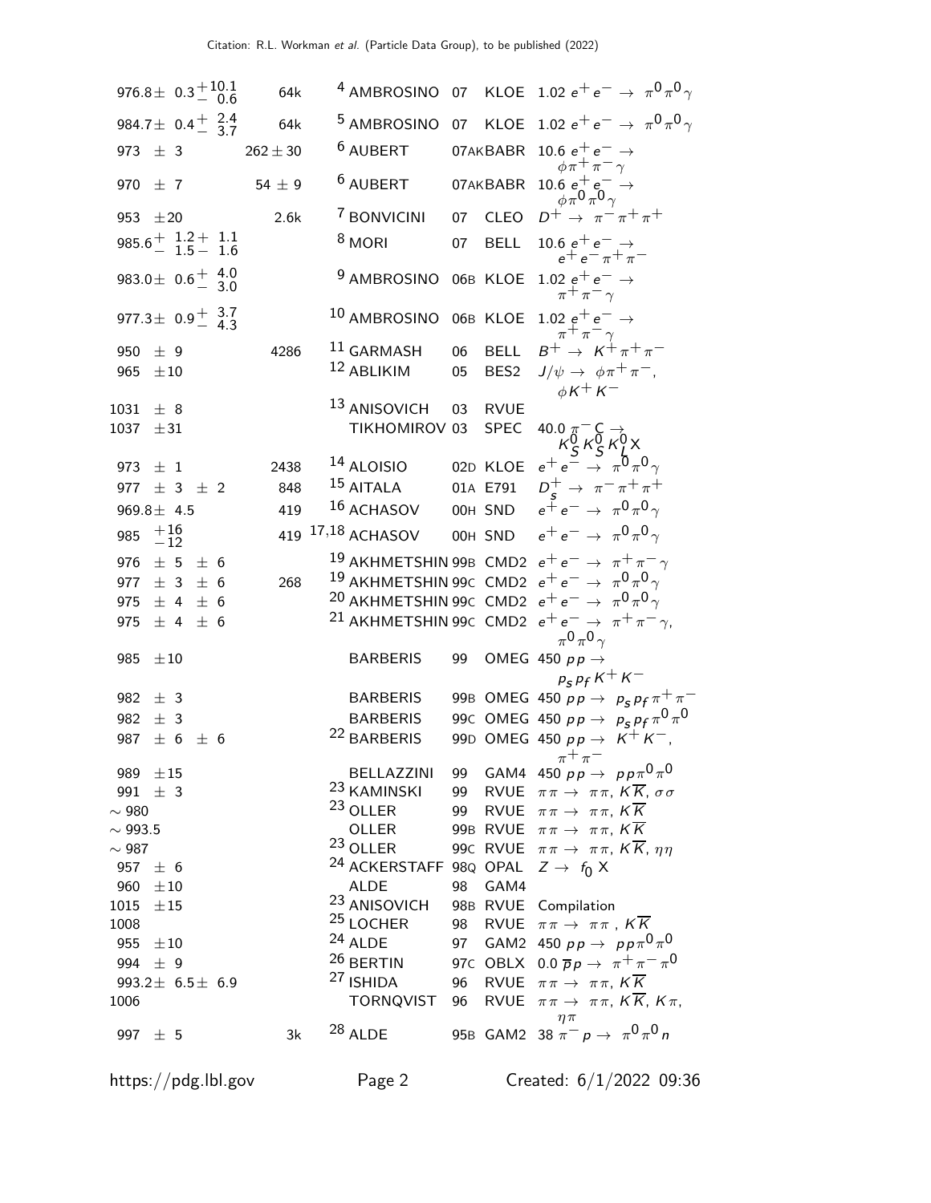| VALUE (MeV) | EVTS | DOCUMENT ID | | TECN | COMMENT |
|---|---|---|---|---|---|
| $976.8 \pm 0.3^{+10.1}_{-0.6}$ | 64k | [4] AMBROSINO | 07 | KLOE | $1.02\ e^+e^- \rightarrow \pi^0\pi^0\gamma$ |
| $984.7 \pm 0.4^{+2.4}_{-3.7}$ | 64k | [5] AMBROSINO | 07 | KLOE | $1.02\ e^+e^- \rightarrow \pi^0\pi^0\gamma$ |
| $973 \pm 3$ | $262 \pm 30$ | [6] AUBERT | 07AK | BABR | $10.6\ e^+e^- \rightarrow \phi\pi^+\pi^-\gamma$ |
| $970 \pm 7$ | $54 \pm 9$ | [6] AUBERT | 07AK | BABR | $10.6\ e^+e^- \rightarrow \phi\pi^0\pi^0\gamma$ |
| $953 \pm 20$ | 2.6k | [7] BONVICINI | 07 | CLEO | $D^+ \rightarrow \pi^-\pi^+\pi^+$ |
| $985.6^{+1.2}_{-1.5}{}^{+1.1}_{-1.6}$ | | [8] MORI | 07 | BELL | $10.6\ e^+e^- \rightarrow e^+e^-\pi^+\pi^-$ |
| $983.0 \pm 0.6^{+4.0}_{-3.0}$ | | [9] AMBROSINO | 06B | KLOE | $1.02\ e^+e^- \rightarrow \pi^+\pi^-\gamma$ |
| $977.3 \pm 0.9^{+3.7}_{-4.3}$ | | [10] AMBROSINO | 06B | KLOE | $1.02\ e^+e^- \rightarrow \pi^+\pi^-\gamma$ |
| $950 \pm 9$ | 4286 | [11] GARMASH | 06 | BELL | $B^+ \rightarrow K^+\pi^+\pi^-$ |
| $965 \pm 10$ | | [12] ABLIKIM | 05 | BES2 | $J/\psi \rightarrow \phi\pi^+\pi^-$, $\phi K^+K^-$ |
| $1031 \pm 8$ | | [13] ANISOVICH | 03 | RVUE | |
| $1037 \pm 31$ | | TIKHOMIROV | 03 | SPEC | $40.0\ \pi^- C \rightarrow K^0_S K^0_S K^0_L X$ |
| $973 \pm 1$ | 2438 | [14] ALOISIO | 02D | KLOE | $e^+e^- \rightarrow \pi^0\pi^0\gamma$ |
| $977 \pm 3 \pm 2$ | 848 | [15] AITALA | 01A | E791 | $D^+_s \rightarrow \pi^-\pi^+\pi^+$ |
| $969.8 \pm 4.5$ | 419 | [16] ACHASOV | 00H | SND | $e^+e^- \rightarrow \pi^0\pi^0\gamma$ |
| $985^{+16}_{-12}$ | 419 | [17,18] ACHASOV | 00H | SND | $e^+e^- \rightarrow \pi^0\pi^0\gamma$ |
| $976 \pm 5 \pm 6$ | | [19] AKHMETSHIN | 99B | CMD2 | $e^+e^- \rightarrow \pi^+\pi^-\gamma$ |
| $977 \pm 3 \pm 6$ | 268 | [19] AKHMETSHIN | 99C | CMD2 | $e^+e^- \rightarrow \pi^0\pi^0\gamma$ |
| $975 \pm 4 \pm 6$ | | [20] AKHMETSHIN | 99C | CMD2 | $e^+e^- \rightarrow \pi^0\pi^0\gamma$ |
| $975 \pm 4 \pm 6$ | | [21] AKHMETSHIN | 99C | CMD2 | $e^+e^- \rightarrow \pi^+\pi^-\gamma$, $\pi^0\pi^0\gamma$ |
| $985 \pm 10$ | | BARBERIS | 99 | OMEG | $450\ pp \rightarrow p_s p_f K^+K^-$ |
| $982 \pm 3$ | | BARBERIS | 99B | OMEG | $450\ pp \rightarrow p_s p_f \pi^+\pi^-$ |
| $982 \pm 3$ | | BARBERIS | 99C | OMEG | $450\ pp \rightarrow p_s p_f \pi^0\pi^0$ |
| $987 \pm 6 \pm 6$ | | [22] BARBERIS | 99D | OMEG | $450\ pp \rightarrow K^+K^-$, $\pi^+\pi^-$ |
| $989 \pm 15$ | | BELLAZZINI | 99 | GAM4 | $450\ pp \rightarrow pp\pi^0\pi^0$ |
| $991 \pm 3$ | | [23] KAMINSKI | 99 | RVUE | $\pi\pi \rightarrow \pi\pi$, $K\overline{K}$, $\sigma\sigma$ |
| $\sim 980$ | | [23] OLLER | 99 | RVUE | $\pi\pi \rightarrow \pi\pi$, $K\overline{K}$ |
| $\sim 993.5$ | | OLLER | 99B | RVUE | $\pi\pi \rightarrow \pi\pi$, $K\overline{K}$ |
| $\sim 987$ | | [23] OLLER | 99C | RVUE | $\pi\pi \rightarrow \pi\pi$, $K\overline{K}$, $\eta\eta$ |
| $957 \pm 6$ | | [24] ACKERSTAFF | 98Q | OPAL | $Z \rightarrow f_0 X$ |
| $960 \pm 10$ | | ALDE | 98 | GAM4 | |
| $1015 \pm 15$ | | [23] ANISOVICH | 98B | RVUE | Compilation |
| $1008$ | | [25] LOCHER | 98 | RVUE | $\pi\pi \rightarrow \pi\pi$, $K\overline{K}$ |
| $955 \pm 10$ | | [24] ALDE | 97 | GAM2 | $450\ pp \rightarrow pp\pi^0\pi^0$ |
| $994 \pm 9$ | | [26] BERTIN | 97C | OBLX | $0.0\ \overline{p}p \rightarrow \pi^+\pi^-\pi^0$ |
| $993.2 \pm 6.5 \pm 6.9$ | | [27] ISHIDA | 96 | RVUE | $\pi\pi \rightarrow \pi\pi$, $K\overline{K}$ |
| $1006$ | | TORNQVIST | 96 | RVUE | $\pi\pi \rightarrow \pi\pi$, $K\overline{K}$, $K\pi$, $\eta\pi$ |
| $997 \pm 5$ | 3k | [28] ALDE | 95B | GAM2 | $38\ \pi^- p \rightarrow \pi^0\pi^0 n$ |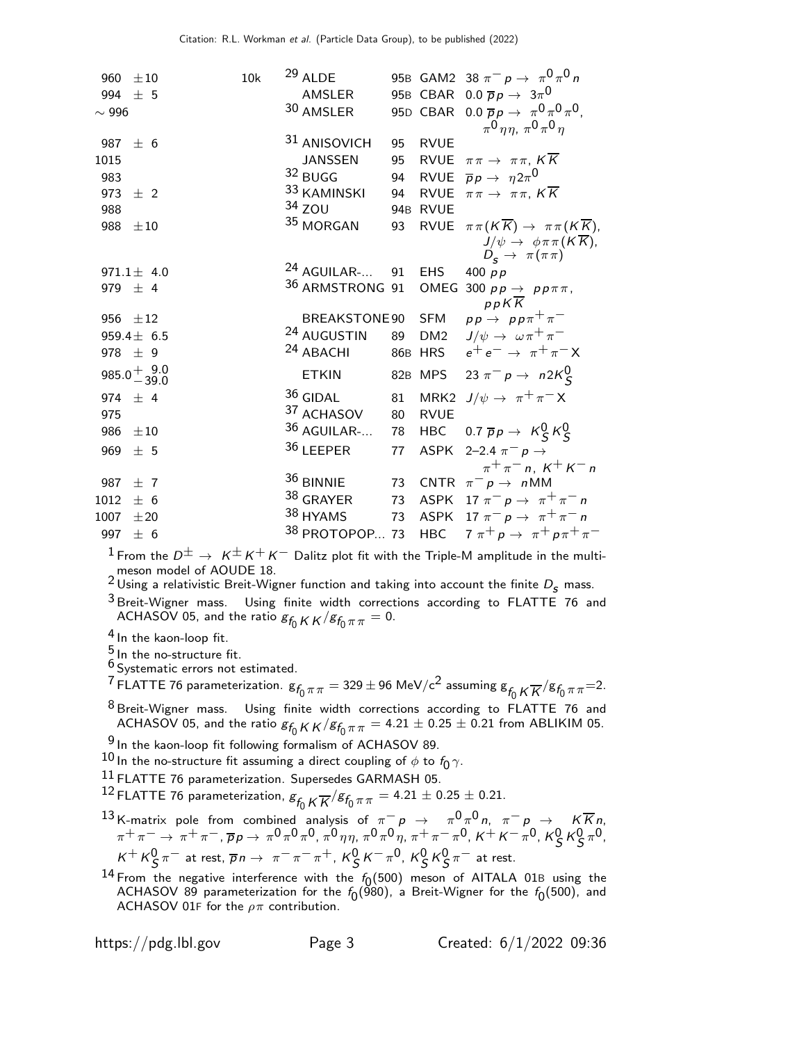| VALUE | EVTS | DOCUMENT ID | | TECN | COMMENT |
|---|---|---|---|---|---|
| 960 ±10 | 10k | [29] ALDE | 95B | GAM2 | 38 $\pi^- p \rightarrow \pi^0 \pi^0 n$ |
| 994 ± 5 | | AMSLER | 95B | CBAR | 0.0 $\overline{p} p \rightarrow 3\pi^0$ |
| ∼ 996 | | [30] AMSLER | 95D | CBAR | 0.0 $\overline{p} p \rightarrow \pi^0 \pi^0 \pi^0$, $\pi^0 \eta \eta$, $\pi^0 \pi^0 \eta$ |
| 987 ± 6 | | [31] ANISOVICH | 95 | RVUE | |
| 1015 | | JANSSEN | 95 | RVUE | $\pi\pi \rightarrow \pi\pi$, $K\overline{K}$ |
| 983 | | [32] BUGG | 94 | RVUE | $\overline{p} p \rightarrow \eta 2\pi^0$ |
| 973 ± 2 | | [33] KAMINSKI | 94 | RVUE | $\pi\pi \rightarrow \pi\pi$, $K\overline{K}$ |
| 988 | | [34] ZOU | 94B | RVUE | |
| 988 ±10 | | [35] MORGAN | 93 | RVUE | $\pi\pi(K\overline{K}) \rightarrow \pi\pi(K\overline{K})$, $J/\psi \rightarrow \phi\pi\pi(K\overline{K})$, $D_s \rightarrow \pi(\pi\pi)$ |
| 971.1± 4.0 | | [24] AGUILAR-... | 91 | EHS | 400 $pp$ |
| 979 ± 4 | | [36] ARMSTRONG | 91 | OMEG | 300 $pp \rightarrow pp\pi\pi$, $ppK\overline{K}$ |
| 956 ±12 | | BREAKSTONE | 90 | SFM | $pp \rightarrow pp\pi^+\pi^-$ |
| 959.4± 6.5 | | [24] AUGUSTIN | 89 | DM2 | $J/\psi \rightarrow \omega\pi^+\pi^-$ |
| 978 ± 9 | | [24] ABACHI | 86B | HRS | $e^+e^- \rightarrow \pi^+\pi^- X$ |
| $985.0^{+9.0}_{-39.0}$ | | ETKIN | 82B | MPS | 23 $\pi^- p \rightarrow n 2K^0_S$ |
| 974 ± 4 | | [36] GIDAL | 81 | MRK2 | $J/\psi \rightarrow \pi^+\pi^- X$ |
| 975 | | [37] ACHASOV | 80 | RVUE | |
| 986 ±10 | | [36] AGUILAR-... | 78 | HBC | 0.7 $\overline{p} p \rightarrow K^0_S K^0_S$ |
| 969 ± 5 | | [36] LEEPER | 77 | ASPK | 2–2.4 $\pi^- p \rightarrow \pi^+\pi^- n$, $K^+K^- n$ |
| 987 ± 7 | | [36] BINNIE | 73 | CNTR | $\pi^- p \rightarrow n$MM |
| 1012 ± 6 | | [38] GRAYER | 73 | ASPK | 17 $\pi^- p \rightarrow \pi^+\pi^- n$ |
| 1007 ±20 | | [38] HYAMS | 73 | ASPK | 17 $\pi^- p \rightarrow \pi^+\pi^- n$ |
| 997 ± 6 | | [38] PROTOPOP... | 73 | HBC | 7 $\pi^+ p \rightarrow \pi^+ p \pi^+\pi^-$ |

[1] From the $D^\pm \rightarrow K^\pm K^+ K^-$ Dalitz plot fit with the Triple-M amplitude in the multi-meson model of AOUDE 18.

[2] Using a relativistic Breit-Wigner function and taking into account the finite $D_s$ mass.

[3] Breit-Wigner mass. Using finite width corrections according to FLATTE 76 and ACHASOV 05, and the ratio $g_{f_0 KK}/g_{f_0 \pi\pi} = 0$.

[4] In the kaon-loop fit.

[5] In the no-structure fit.

[6] Systematic errors not estimated.

[7] FLATTE 76 parameterization. $g_{f_0 \pi\pi} = 329 \pm 96$ MeV/c$^2$ assuming $g_{f_0 K\overline{K}}/g_{f_0 \pi\pi}$=2.

[8] Breit-Wigner mass. Using finite width corrections according to FLATTE 76 and ACHASOV 05, and the ratio $g_{f_0 KK}/g_{f_0 \pi\pi} = 4.21 \pm 0.25 \pm 0.21$ from ABLIKIM 05.

[9] In the kaon-loop fit following formalism of ACHASOV 89.

[10] In the no-structure fit assuming a direct coupling of $\phi$ to $f_0\gamma$.

[11] FLATTE 76 parameterization. Supersedes GARMASH 05.

[12] FLATTE 76 parameterization, $g_{f_0 K\overline{K}}/g_{f_0 \pi\pi} = 4.21 \pm 0.25 \pm 0.21$.

[13] K-matrix pole from combined analysis of $\pi^- p \rightarrow \pi^0 \pi^0 n$, $\pi^- p \rightarrow K\overline{K} n$, $\pi^+\pi^- \rightarrow \pi^+\pi^-$, $\overline{p} p \rightarrow \pi^0\pi^0\pi^0$, $\pi^0\eta\eta$, $\pi^0\pi^0\eta$, $\pi^+\pi^-\pi^0$, $K^+K^-\pi^0$, $K^0_S K^0_S \pi^0$, $K^+ K^0_S \pi^-$ at rest, $\overline{p} n \rightarrow \pi^-\pi^-\pi^+$, $K^0_S K^-\pi^0$, $K^0_S K^0_S \pi^-$ at rest.

[14] From the negative interference with the $f_0(500)$ meson of AITALA 01B using the ACHASOV 89 parameterization for the $f_0(980)$, a Breit-Wigner for the $f_0(500)$, and ACHASOV 01F for the $\rho\pi$ contribution.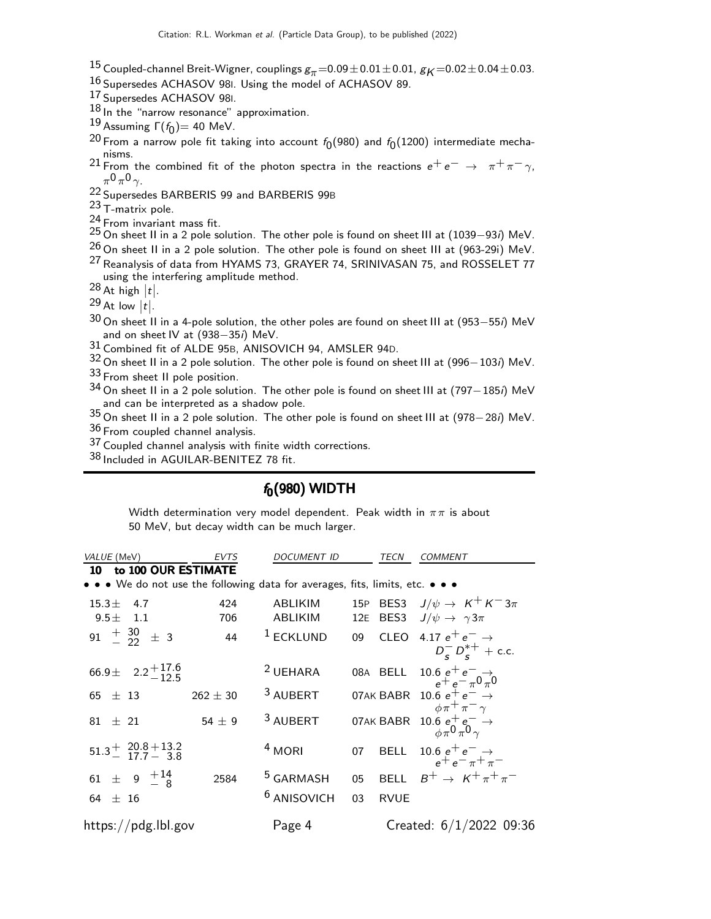[15] Coupled-channel Breit-Wigner, couplings $g_\pi$=0.09±0.01±0.01, $g_K$=0.02±0.04±0.03.

[16] Supersedes ACHASOV 98I. Using the model of ACHASOV 89.

[17] Supersedes ACHASOV 98I.

[18] In the "narrow resonance" approximation.

[19] Assuming $\Gamma(f_0)$= 40 MeV.

[20] From a narrow pole fit taking into account $f_0(980)$ and $f_0(1200)$ intermediate mechanisms.

[21] From the combined fit of the photon spectra in the reactions $e^+e^- \rightarrow \pi^+\pi^-\gamma$, $\pi^0\pi^0\gamma$.

[22] Supersedes BARBERIS 99 and BARBERIS 99B

[23] T-matrix pole.

[24] From invariant mass fit.

[25] On sheet II in a 2 pole solution. The other pole is found on sheet III at (1039−93$i$) MeV.

[26] On sheet II in a 2 pole solution. The other pole is found on sheet III at (963-29i) MeV.

[27] Reanalysis of data from HYAMS 73, GRAYER 74, SRINIVASAN 75, and ROSSELET 77 using the interfering amplitude method.

[28] At high $|t|$.

[29] At low $|t|$.

[30] On sheet II in a 4-pole solution, the other poles are found on sheet III at (953−55$i$) MeV and on sheet IV at (938−35$i$) MeV.

[31] Combined fit of ALDE 95B, ANISOVICH 94, AMSLER 94D.

[32] On sheet II in a 2 pole solution. The other pole is found on sheet III at (996−103$i$) MeV.

[33] From sheet II pole position.

[34] On sheet II in a 2 pole solution. The other pole is found on sheet III at (797−185$i$) MeV and can be interpreted as a shadow pole.

[35] On sheet II in a 2 pole solution. The other pole is found on sheet III at (978−28$i$) MeV.

[36] From coupled channel analysis.

[37] Coupled channel analysis with finite width corrections.

[38] Included in AGUILAR-BENITEZ 78 fit.

## $f_0(980)$ WIDTH

Width determination very model dependent. Peak width in $\pi\pi$ is about 50 MeV, but decay width can be much larger.

| VALUE (MeV) | EVTS | DOCUMENT ID | | TECN | COMMENT |
|---|---|---|---|---|---|
| **10 to 100 OUR ESTIMATE** | | | | | |
| • • • We do not use the following data for averages, fits, limits, etc. • • • | | | | | |
| $15.3 \pm 4.7$ | 424 | ABLIKIM | 15P | BES3 | $J/\psi \rightarrow K^+K^-3\pi$ |
| $9.5 \pm 1.1$ | 706 | ABLIKIM | 12E | BES3 | $J/\psi \rightarrow \gamma 3\pi$ |
| $91 \,^{+30}_{-22} \pm 3$ | 44 | [1] ECKLUND | 09 | CLEO | $4.17\ e^+e^- \rightarrow D_s^- D_s^{*+}$ + c.c. |
| $66.9 \pm 2.2 \,^{+17.6}_{-12.5}$ | | [2] UEHARA | 08A | BELL | $10.6\ e^+e^- \rightarrow e^+e^-\pi^0\pi^0$ |
| $65 \pm 13$ | $262 \pm 30$ | [3] AUBERT | 07AK | BABR | $10.6\ e^+e^- \rightarrow \phi\pi^+\pi^-\gamma$ |
| $81 \pm 21$ | $54 \pm 9$ | [3] AUBERT | 07AK | BABR | $10.6\ e^+e^- \rightarrow \phi\pi^0\pi^0\gamma$ |
| $51.3 \,^{+20.8}_{-17.7} \,^{+13.2}_{-3.8}$ | | [4] MORI | 07 | BELL | $10.6\ e^+e^- \rightarrow e^+e^-\pi^+\pi^-$ |
| $61 \pm 9 \,^{+14}_{-8}$ | 2584 | [5] GARMASH | 05 | BELL | $B^+ \rightarrow K^+\pi^+\pi^-$ |
| $64 \pm 16$ | | [6] ANISOVICH | 03 | RVUE | |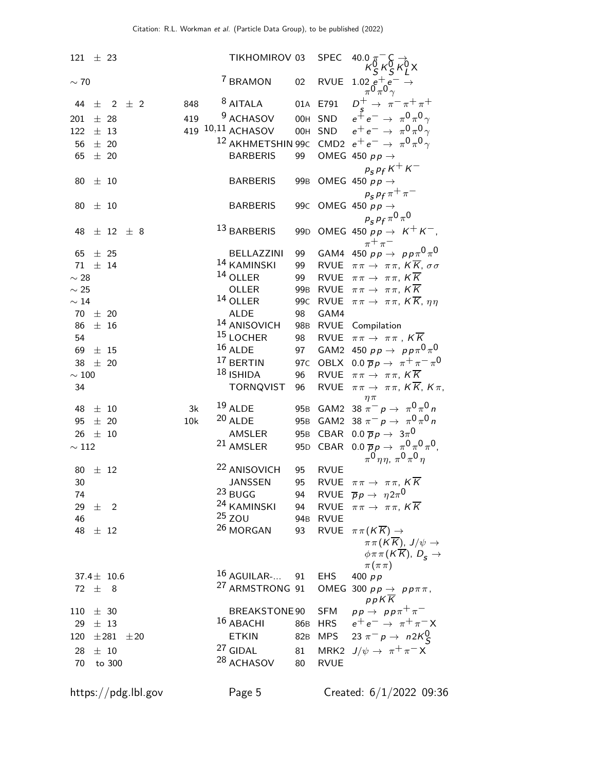| VALUE | EVTS | DOCUMENT ID | | TECN | COMMENT |
|---|---|---|---|---|---|
| 121 ± 23 | | TIKHOMIROV | 03 | SPEC | 40.0 $\pi^- C \to K^0_S K^0_S K^0_L X$ |
| ∼ 70 | | [7] BRAMON | 02 | RVUE | 1.02 $e^+ e^- \to \pi^0 \pi^0 \gamma$ |
| 44 ± 2 ± 2 | 848 | [8] AITALA | 01A | E791 | $D^+_s \to \pi^- \pi^+ \pi^+$ |
| 201 ± 28 | 419 | [9] ACHASOV | 00H | SND | $e^+ e^- \to \pi^0 \pi^0 \gamma$ |
| 122 ± 13 | 419 | [10,11] ACHASOV | 00H | SND | $e^+ e^- \to \pi^0 \pi^0 \gamma$ |
| 56 ± 20 | | [12] AKHMETSHIN | 99C | CMD2 | $e^+ e^- \to \pi^0 \pi^0 \gamma$ |
| 65 ± 20 | | BARBERIS | 99 | OMEG | 450 $p p \to p_s p_f K^+ K^-$ |
| 80 ± 10 | | BARBERIS | 99B | OMEG | 450 $p p \to p_s p_f \pi^+ \pi^-$ |
| 80 ± 10 | | BARBERIS | 99C | OMEG | 450 $p p \to p_s p_f \pi^0 \pi^0$ |
| 48 ± 12 ± 8 | | [13] BARBERIS | 99D | OMEG | 450 $p p \to K^+ K^-, \pi^+ \pi^-$ |
| 65 ± 25 | | BELLAZZINI | 99 | GAM4 | 450 $p p \to p p \pi^0 \pi^0$ |
| 71 ± 14 | | [14] KAMINSKI | 99 | RVUE | $\pi\pi \to \pi\pi$, $K\overline{K}$, $\sigma\sigma$ |
| ∼ 28 | | [14] OLLER | 99 | RVUE | $\pi\pi \to \pi\pi$, $K\overline{K}$ |
| ∼ 25 | | OLLER | 99B | RVUE | $\pi\pi \to \pi\pi$, $K\overline{K}$ |
| ∼ 14 | | [14] OLLER | 99C | RVUE | $\pi\pi \to \pi\pi$, $K\overline{K}$, $\eta\eta$ |
| 70 ± 20 | | ALDE | 98 | GAM4 | |
| 86 ± 16 | | [14] ANISOVICH | 98B | RVUE | Compilation |
| 54 | | [15] LOCHER | 98 | RVUE | $\pi\pi \to \pi\pi$ , $K\overline{K}$ |
| 69 ± 15 | | [16] ALDE | 97 | GAM2 | 450 $p p \to p p \pi^0 \pi^0$ |
| 38 ± 20 | | [17] BERTIN | 97C | OBLX | 0.0 $\overline{p} p \to \pi^+ \pi^- \pi^0$ |
| ∼ 100 | | [18] ISHIDA | 96 | RVUE | $\pi\pi \to \pi\pi$, $K\overline{K}$ |
| 34 | | TORNQVIST | 96 | RVUE | $\pi\pi \to \pi\pi$, $K\overline{K}$, $K\pi$, $\eta\pi$ |
| 48 ± 10 | 3k | [19] ALDE | 95B | GAM2 | 38 $\pi^- p \to \pi^0 \pi^0 n$ |
| 95 ± 20 | 10k | [20] ALDE | 95B | GAM2 | 38 $\pi^- p \to \pi^0 \pi^0 n$ |
| 26 ± 10 | | AMSLER | 95B | CBAR | 0.0 $\overline{p} p \to 3\pi^0$ |
| ∼ 112 | | [21] AMSLER | 95D | CBAR | 0.0 $\overline{p} p \to \pi^0 \pi^0 \pi^0$, $\pi^0 \eta\eta$, $\pi^0 \pi^0 \eta$ |
| 80 ± 12 | | [22] ANISOVICH | 95 | RVUE | |
| 30 | | JANSSEN | 95 | RVUE | $\pi\pi \to \pi\pi$, $K\overline{K}$ |
| 74 | | [23] BUGG | 94 | RVUE | $\overline{p} p \to \eta 2\pi^0$ |
| 29 ± 2 | | [24] KAMINSKI | 94 | RVUE | $\pi\pi \to \pi\pi$, $K\overline{K}$ |
| 46 | | [25] ZOU | 94B | RVUE | |
| 48 ± 12 | | [26] MORGAN | 93 | RVUE | $\pi\pi (K\overline{K}) \to \pi\pi (K\overline{K})$, $J/\psi \to \phi\pi\pi (K\overline{K})$, $D_s \to \pi(\pi\pi)$ |
| 37.4 ± 10.6 | | [16] AGUILAR-... | 91 | EHS | 400 $p p$ |
| 72 ± 8 | | [27] ARMSTRONG | 91 | OMEG | 300 $p p \to p p \pi\pi$, $p p K\overline{K}$ |
| 110 ± 30 | | BREAKSTONE | 90 | SFM | $p p \to p p \pi^+ \pi^-$ |
| 29 ± 13 | | [16] ABACHI | 86B | HRS | $e^+ e^- \to \pi^+ \pi^- X$ |
| 120 ± 281 ± 20 | | ETKIN | 82B | MPS | 23 $\pi^- p \to n 2K^0_S$ |
| 28 ± 10 | | [27] GIDAL | 81 | MRK2 | $J/\psi \to \pi^+ \pi^- X$ |
| 70 to 300 | | [28] ACHASOV | 80 | RVUE | |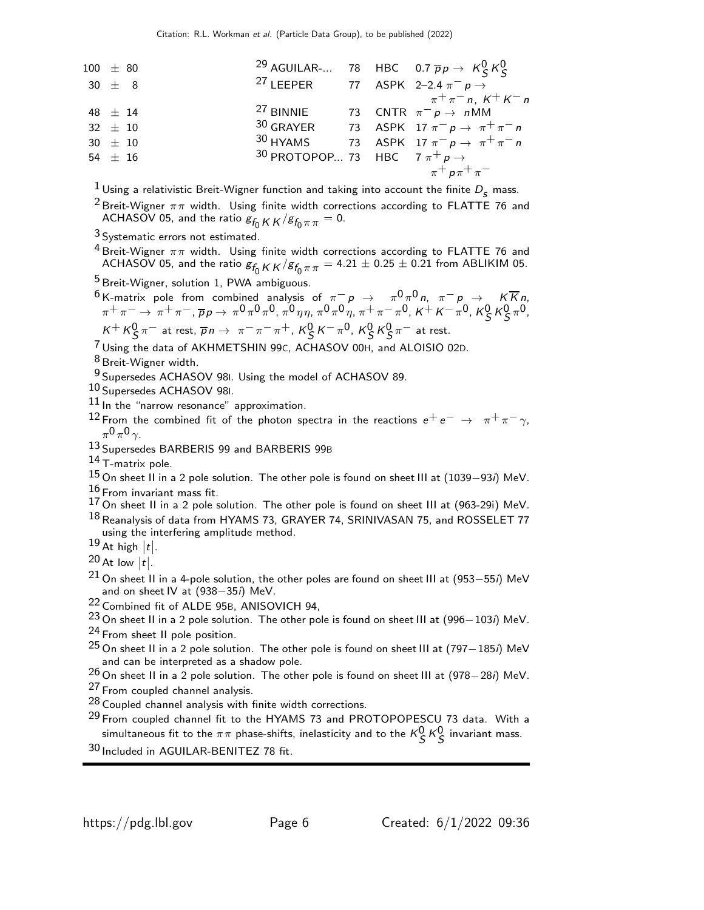| VALUE | DOCUMENT ID | | TECN | COMMENT |
|---|---|---|---|---|
| $100 \pm 80$ | [29] AGUILAR-... | 78 | HBC | $0.7\ \overline{p}p \rightarrow K^0_S K^0_S$ |
| $30 \pm 8$ | [27] LEEPER | 77 | ASPK | $2$–$2.4\ \pi^- p \rightarrow \pi^+\pi^- n,\ K^+ K^- n$ |
| $48 \pm 14$ | [27] BINNIE | 73 | CNTR | $\pi^- p \rightarrow n$MM |
| $32 \pm 10$ | [30] GRAYER | 73 | ASPK | $17\ \pi^- p \rightarrow \pi^+\pi^- n$ |
| $30 \pm 10$ | [30] HYAMS | 73 | ASPK | $17\ \pi^- p \rightarrow \pi^+\pi^- n$ |
| $54 \pm 16$ | [30] PROTOPOP... | 73 | HBC | $7\ \pi^+ p \rightarrow \pi^+ p \pi^+ \pi^-$ |

[1] Using a relativistic Breit-Wigner function and taking into account the finite $D_s$ mass.

[2] Breit-Wigner $\pi\pi$ width. Using finite width corrections according to FLATTE 76 and ACHASOV 05, and the ratio $g_{f_0 KK}/g_{f_0 \pi\pi} = 0$.

[3] Systematic errors not estimated.

[4] Breit-Wigner $\pi\pi$ width. Using finite width corrections according to FLATTE 76 and ACHASOV 05, and the ratio $g_{f_0 KK}/g_{f_0 \pi\pi} = 4.21 \pm 0.25 \pm 0.21$ from ABLIKIM 05.

[5] Breit-Wigner, solution 1, PWA ambiguous.

[6] K-matrix pole from combined analysis of $\pi^- p \rightarrow \pi^0\pi^0 n$, $\pi^- p \rightarrow K\overline{K} n$, $\pi^+\pi^- \rightarrow \pi^+\pi^-$, $\overline{p}p \rightarrow \pi^0\pi^0\pi^0$, $\pi^0\eta\eta$, $\pi^0\pi^0\eta$, $\pi^+\pi^-\pi^0$, $K^+K^-\pi^0$, $K^0_S K^0_S \pi^0$, $K^+ K^0_S \pi^-$ at rest, $\overline{p}n \rightarrow \pi^-\pi^-\pi^+$, $K^0_S K^-\pi^0$, $K^0_S K^0_S \pi^-$ at rest.

[7] Using the data of AKHMETSHIN 99C, ACHASOV 00H, and ALOISIO 02D.

[8] Breit-Wigner width.

[9] Supersedes ACHASOV 98I. Using the model of ACHASOV 89.

[10] Supersedes ACHASOV 98I.

[11] In the "narrow resonance" approximation.

[12] From the combined fit of the photon spectra in the reactions $e^+e^- \rightarrow \pi^+\pi^-\gamma$, $\pi^0\pi^0\gamma$.

[13] Supersedes BARBERIS 99 and BARBERIS 99B

[14] T-matrix pole.

[15] On sheet II in a 2 pole solution. The other pole is found on sheet III at $(1039-93i)$ MeV.

[16] From invariant mass fit.

[17] On sheet II in a 2 pole solution. The other pole is found on sheet III at (963-29i) MeV.

[18] Reanalysis of data from HYAMS 73, GRAYER 74, SRINIVASAN 75, and ROSSELET 77 using the interfering amplitude method.

[19] At high $|t|$.

[20] At low $|t|$.

[21] On sheet II in a 4-pole solution, the other poles are found on sheet III at $(953-55i)$ MeV and on sheet IV at $(938-35i)$ MeV.

[22] Combined fit of ALDE 95B, ANISOVICH 94,

[23] On sheet II in a 2 pole solution. The other pole is found on sheet III at $(996-103i)$ MeV.

[24] From sheet II pole position.

[25] On sheet II in a 2 pole solution. The other pole is found on sheet III at $(797-185i)$ MeV and can be interpreted as a shadow pole.

[26] On sheet II in a 2 pole solution. The other pole is found on sheet III at $(978-28i)$ MeV.

[27] From coupled channel analysis.

[28] Coupled channel analysis with finite width corrections.

[29] From coupled channel fit to the HYAMS 73 and PROTOPOPESCU 73 data. With a simultaneous fit to the $\pi\pi$ phase-shifts, inelasticity and to the $K^0_S K^0_S$ invariant mass.

[30] Included in AGUILAR-BENITEZ 78 fit.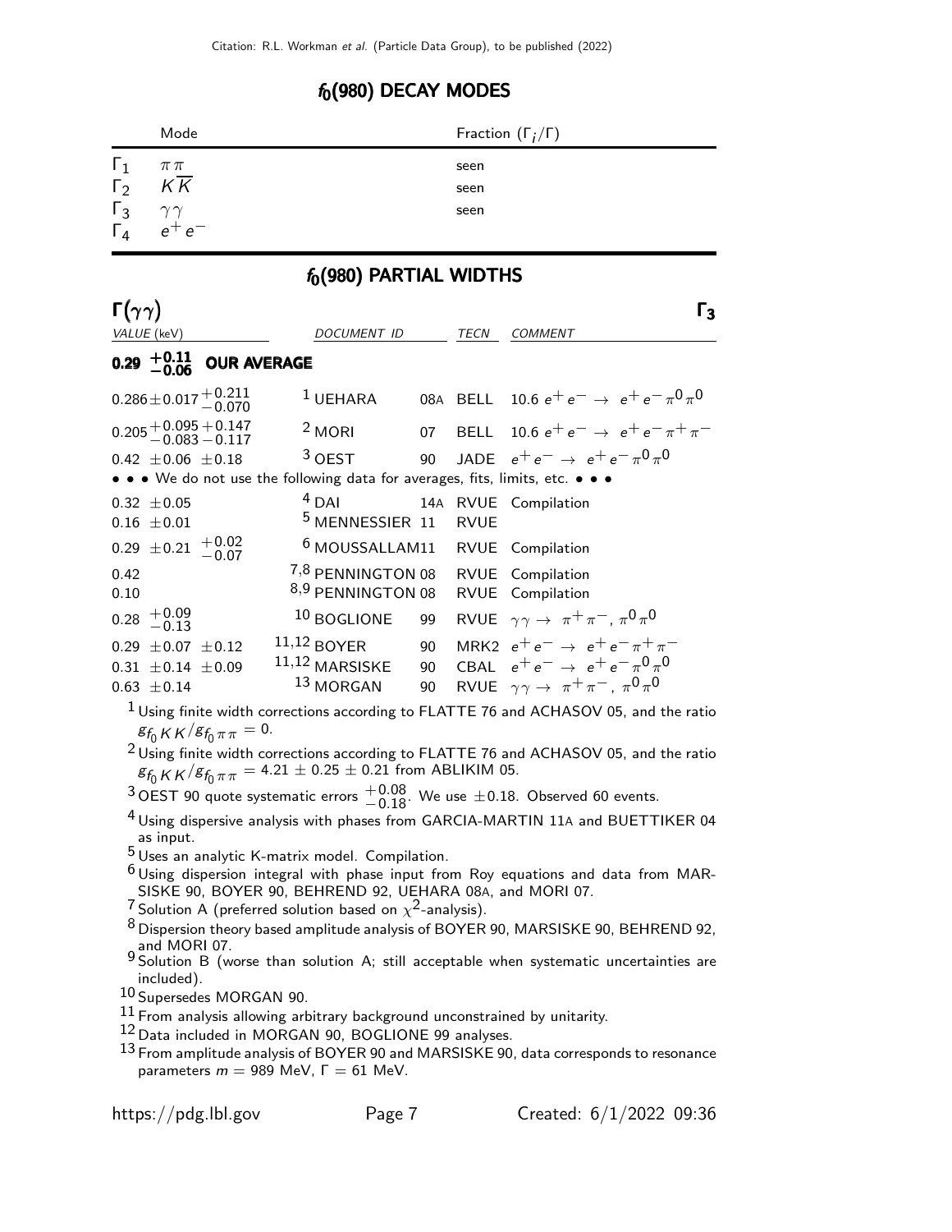## $f_0(980)$ DECAY MODES

| | Mode | Fraction ($\Gamma_i/\Gamma$) |
|---|---|---|
| $\Gamma_1$ | $\pi\pi$ | seen |
| $\Gamma_2$ | $K\overline{K}$ | seen |
| $\Gamma_3$ | $\gamma\gamma$ | seen |
| $\Gamma_4$ | $e^+e^-$ | |

## $f_0(980)$ PARTIAL WIDTHS

### $\Gamma(\gamma\gamma)$ — $\Gamma_3$

| VALUE (keV) | DOCUMENT ID | | TECN | COMMENT |
|---|---|---|---|---|
| **$0.29^{+0.11}_{-0.06}$ OUR AVERAGE** | | | | |
| $0.286\pm0.017^{+0.211}_{-0.070}$ | [1] UEHARA | 08A | BELL | $10.6\ e^+e^- \to e^+e^-\pi^0\pi^0$ |
| $0.205^{+0.095}_{-0.083}{}^{+0.147}_{-0.117}$ | [2] MORI | 07 | BELL | $10.6\ e^+e^- \to e^+e^-\pi^+\pi^-$ |
| $0.42\ \pm0.06\ \pm0.18$ | [3] OEST | 90 | JADE | $e^+e^- \to e^+e^-\pi^0\pi^0$ |
| • • • We do not use the following data for averages, fits, limits, etc. • • • | | | | |
| $0.32\ \pm0.05$ | [4] DAI | 14A | RVUE | Compilation |
| $0.16\ \pm0.01$ | [5] MENNESSIER | 11 | RVUE | |
| $0.29\ \pm0.21\ ^{+0.02}_{-0.07}$ | [6] MOUSSALLAM | 11 | RVUE | Compilation |
| $0.42$ | [7,8] PENNINGTON | 08 | RVUE | Compilation |
| $0.10$ | [8,9] PENNINGTON | 08 | RVUE | Compilation |
| $0.28\ ^{+0.09}_{-0.13}$ | [10] BOGLIONE | 99 | RVUE | $\gamma\gamma \to \pi^+\pi^-,\ \pi^0\pi^0$ |
| $0.29\ \pm0.07\ \pm0.12$ | [11,12] BOYER | 90 | MRK2 | $e^+e^- \to e^+e^-\pi^+\pi^-$ |
| $0.31\ \pm0.14\ \pm0.09$ | [11,12] MARSISKE | 90 | CBAL | $e^+e^- \to e^+e^-\pi^0\pi^0$ |
| $0.63\ \pm0.14$ | [13] MORGAN | 90 | RVUE | $\gamma\gamma \to \pi^+\pi^-,\ \pi^0\pi^0$ |

[1] Using finite width corrections according to FLATTE 76 and ACHASOV 05, and the ratio $g_{f_0 KK}/g_{f_0\pi\pi} = 0$.

[2] Using finite width corrections according to FLATTE 76 and ACHASOV 05, and the ratio $g_{f_0 KK}/g_{f_0\pi\pi} = 4.21 \pm 0.25 \pm 0.21$ from ABLIKIM 05.

[3] OEST 90 quote systematic errors $^{+0.08}_{-0.18}$. We use $\pm0.18$. Observed 60 events.

[4] Using dispersive analysis with phases from GARCIA-MARTIN 11A and BUETTIKER 04 as input.

[5] Uses an analytic K-matrix model. Compilation.

[6] Using dispersion integral with phase input from Roy equations and data from MARSISKE 90, BOYER 90, BEHREND 92, UEHARA 08A, and MORI 07.

[7] Solution A (preferred solution based on $\chi^2$-analysis).

[8] Dispersion theory based amplitude analysis of BOYER 90, MARSISKE 90, BEHREND 92, and MORI 07.

[9] Solution B (worse than solution A; still acceptable when systematic uncertainties are included).

[10] Supersedes MORGAN 90.

[11] From analysis allowing arbitrary background unconstrained by unitarity.

[12] Data included in MORGAN 90, BOGLIONE 99 analyses.

[13] From amplitude analysis of BOYER 90 and MARSISKE 90, data corresponds to resonance parameters $m = 989$ MeV, $\Gamma = 61$ MeV.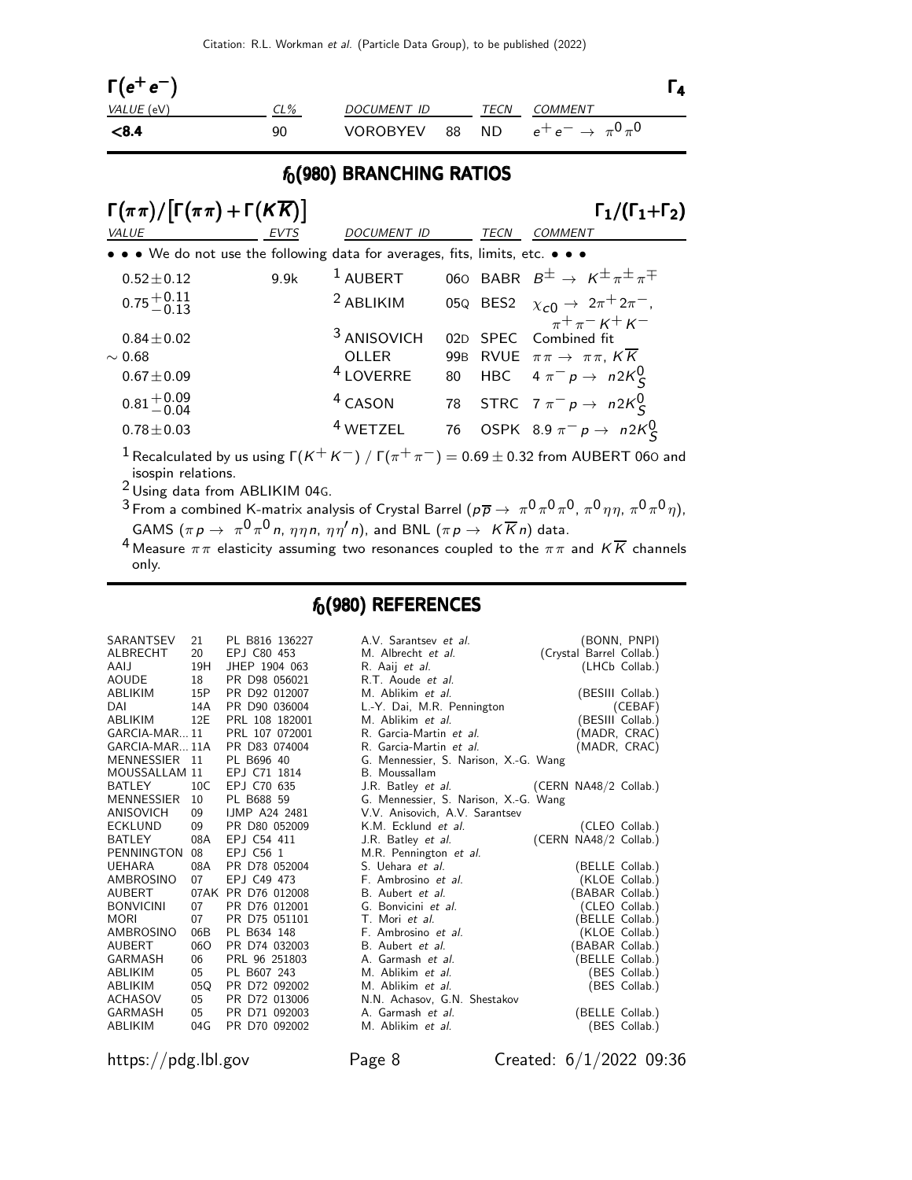### $\Gamma(e^+e^-)$ $\Gamma_4$

| VALUE (eV) | CL% | DOCUMENT ID | | TECN | COMMENT |
|---|---|---|---|---|---|
| **<8.4** | 90 | VOROBYEV | 88 | ND | $e^+e^- \to \pi^0\pi^0$ |

## $f_0(980)$ BRANCHING RATIOS

### $\Gamma(\pi\pi)/[\Gamma(\pi\pi)+\Gamma(K\overline{K})]$ $\Gamma_1/(\Gamma_1+\Gamma_2)$

| VALUE | EVTS | DOCUMENT ID | | TECN | COMMENT |
|---|---|---|---|---|---|
| • • • We do not use the following data for averages, fits, limits, etc. • • • | | | | | |
| $0.52\pm0.12$ | 9.9k | [1] AUBERT | 06O | BABR | $B^\pm \to K^\pm\pi^\pm\pi^\mp$ |
| $0.75^{+0.11}_{-0.13}$ | | [2] ABLIKIM | 05Q | BES2 | $\chi_{c0} \to 2\pi^+2\pi^-$, $\pi^+\pi^-K^+K^-$ |
| $0.84\pm0.02$ | | [3] ANISOVICH | 02D | SPEC | Combined fit |
| $\sim 0.68$ | | OLLER | 99B | RVUE | $\pi\pi \to \pi\pi$, $K\overline{K}$ |
| $0.67\pm0.09$ | | [4] LOVERRE | 80 | HBC | $4\ \pi^-p \to n2K^0_S$ |
| $0.81^{+0.09}_{-0.04}$ | | [4] CASON | 78 | STRC | $7\ \pi^-p \to n2K^0_S$ |
| $0.78\pm0.03$ | | [4] WETZEL | 76 | OSPK | $8.9\ \pi^-p \to n2K^0_S$ |

[1] Recalculated by us using $\Gamma(K^+K^-)\ /\ \Gamma(\pi^+\pi^-) = 0.69\pm0.32$ from AUBERT 06O and isospin relations.

[2] Using data from ABLIKIM 04G.

[3] From a combined K-matrix analysis of Crystal Barrel ($p\overline{p} \to \pi^0\pi^0\pi^0$, $\pi^0\eta\eta$, $\pi^0\pi^0\eta$), GAMS ($\pi p \to \pi^0\pi^0 n$, $\eta\eta n$, $\eta\eta' n$), and BNL ($\pi p \to K\overline{K}n$) data.

[4] Measure $\pi\pi$ elasticity assuming two resonances coupled to the $\pi\pi$ and $K\overline{K}$ channels only.

## $f_0(980)$ REFERENCES

| | | | | |
|---|---|---|---|---|
| SARANTSEV | 21 | PL B816 136227 | A.V. Sarantsev *et al.* | (BONN, PNPI) |
| ALBRECHT | 20 | EPJ C80 453 | M. Albrecht *et al.* | (Crystal Barrel Collab.) |
| AAIJ | 19H | JHEP 1904 063 | R. Aaij *et al.* | (LHCb Collab.) |
| AOUDE | 18 | PR D98 056021 | R.T. Aoude *et al.* | |
| ABLIKIM | 15P | PR D92 012007 | M. Ablikim *et al.* | (BESIII Collab.) |
| DAI | 14A | PR D90 036004 | L.-Y. Dai, M.R. Pennington | (CEBAF) |
| ABLIKIM | 12E | PRL 108 182001 | M. Ablikim *et al.* | (BESIII Collab.) |
| GARCIA-MAR... | 11 | PRL 107 072001 | R. Garcia-Martin *et al.* | (MADR, CRAC) |
| GARCIA-MAR... | 11A | PR D83 074004 | R. Garcia-Martin *et al.* | (MADR, CRAC) |
| MENNESSIER | 11 | PL B696 40 | G. Mennessier, S. Narison, X.-G. Wang | |
| MOUSSALLAM | 11 | EPJ C71 1814 | B. Moussallam | |
| BATLEY | 10C | EPJ C70 635 | J.R. Batley *et al.* | (CERN NA48/2 Collab.) |
| MENNESSIER | 10 | PL B688 59 | G. Mennessier, S. Narison, X.-G. Wang | |
| ANISOVICH | 09 | IJMP A24 2481 | V.V. Anisovich, A.V. Sarantsev | |
| ECKLUND | 09 | PR D80 052009 | K.M. Ecklund *et al.* | (CLEO Collab.) |
| BATLEY | 08A | EPJ C54 411 | J.R. Batley *et al.* | (CERN NA48/2 Collab.) |
| PENNINGTON | 08 | EPJ C56 1 | M.R. Pennington *et al.* | |
| UEHARA | 08A | PR D78 052004 | S. Uehara *et al.* | (BELLE Collab.) |
| AMBROSINO | 07 | EPJ C49 473 | F. Ambrosino *et al.* | (KLOE Collab.) |
| AUBERT | 07AK | PR D76 012008 | B. Aubert *et al.* | (BABAR Collab.) |
| BONVICINI | 07 | PR D76 012001 | G. Bonvicini *et al.* | (CLEO Collab.) |
| MORI | 07 | PR D75 051101 | T. Mori *et al.* | (BELLE Collab.) |
| AMBROSINO | 06B | PL B634 148 | F. Ambrosino *et al.* | (KLOE Collab.) |
| AUBERT | 06O | PR D74 032003 | B. Aubert *et al.* | (BABAR Collab.) |
| GARMASH | 06 | PRL 96 251803 | A. Garmash *et al.* | (BELLE Collab.) |
| ABLIKIM | 05 | PL B607 243 | M. Ablikim *et al.* | (BES Collab.) |
| ABLIKIM | 05Q | PR D72 092002 | M. Ablikim *et al.* | (BES Collab.) |
| ACHASOV | 05 | PR D72 013006 | N.N. Achasov, G.N. Shestakov | |
| GARMASH | 05 | PR D71 092003 | A. Garmash *et al.* | (BELLE Collab.) |
| ABLIKIM | 04G | PR D70 092002 | M. Ablikim *et al.* | (BES Collab.) |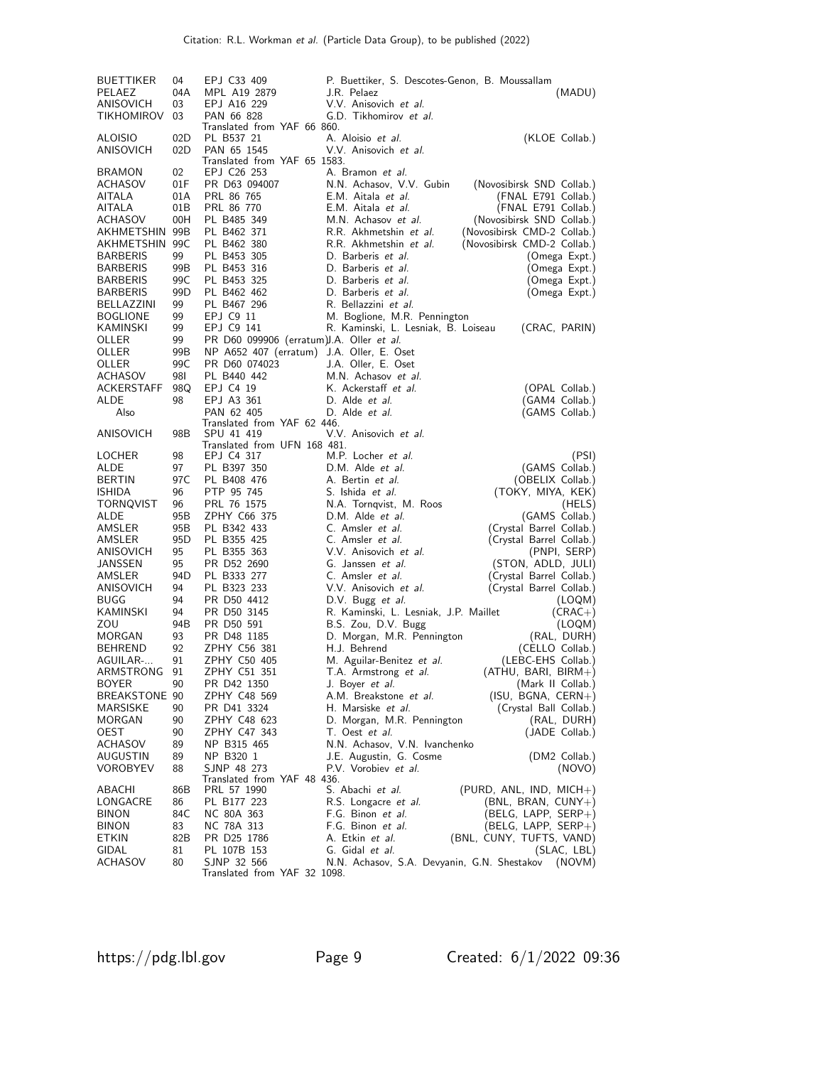| | | | | |
|---|---|---|---|---|
| BUETTIKER | 04 | EPJ C33 409 | P. Buettiker, S. Descotes-Genon, B. Moussallam | |
| PELAEZ | 04A | MPL A19 2879 | J.R. Pelaez | (MADU) |
| ANISOVICH | 03 | EPJ A16 229 | V.V. Anisovich *et al.* | |
| TIKHOMIROV | 03 | PAN 66 828 | G.D. Tikhomirov *et al.* | |
| | | Translated from YAF 66 860. | | |
| ALOISIO | 02D | PL B537 21 | A. Aloisio *et al.* | (KLOE Collab.) |
| ANISOVICH | 02D | PAN 65 1545 | V.V. Anisovich *et al.* | |
| | | Translated from YAF 65 1583. | | |
| BRAMON | 02 | EPJ C26 253 | A. Bramon *et al.* | |
| ACHASOV | 01F | PR D63 094007 | N.N. Achasov, V.V. Gubin | (Novosibirsk SND Collab.) |
| AITALA | 01A | PRL 86 765 | E.M. Aitala *et al.* | (FNAL E791 Collab.) |
| AITALA | 01B | PRL 86 770 | E.M. Aitala *et al.* | (FNAL E791 Collab.) |
| ACHASOV | 00H | PL B485 349 | M.N. Achasov *et al.* | (Novosibirsk SND Collab.) |
| AKHMETSHIN | 99B | PL B462 371 | R.R. Akhmetshin *et al.* | (Novosibirsk CMD-2 Collab.) |
| AKHMETSHIN | 99C | PL B462 380 | R.R. Akhmetshin *et al.* | (Novosibirsk CMD-2 Collab.) |
| BARBERIS | 99 | PL B453 305 | D. Barberis *et al.* | (Omega Expt.) |
| BARBERIS | 99B | PL B453 316 | D. Barberis *et al.* | (Omega Expt.) |
| BARBERIS | 99C | PL B453 325 | D. Barberis *et al.* | (Omega Expt.) |
| BARBERIS | 99D | PL B462 462 | D. Barberis *et al.* | (Omega Expt.) |
| BELLAZZINI | 99 | PL B467 296 | R. Bellazzini *et al.* | |
| BOGLIONE | 99 | EPJ C9 11 | M. Boglione, M.R. Pennington | |
| KAMINSKI | 99 | EPJ C9 141 | R. Kaminski, L. Lesniak, B. Loiseau | (CRAC, PARIN) |
| OLLER | 99 | PR D60 099906 (erratum) | J.A. Oller *et al.* | |
| OLLER | 99B | NP A652 407 (erratum) | J.A. Oller, E. Oset | |
| OLLER | 99C | PR D60 074023 | J.A. Oller, E. Oset | |
| ACHASOV | 98I | PL B440 442 | M.N. Achasov *et al.* | |
| ACKERSTAFF | 98Q | EPJ C4 19 | K. Ackerstaff *et al.* | (OPAL Collab.) |
| ALDE | 98 | EPJ A3 361 | D. Alde *et al.* | (GAM4 Collab.) |
| Also | | PAN 62 405 | D. Alde *et al.* | (GAMS Collab.) |
| | | Translated from YAF 62 446. | | |
| ANISOVICH | 98B | SPU 41 419 | V.V. Anisovich *et al.* | |
| | | Translated from UFN 168 481. | | |
| LOCHER | 98 | EPJ C4 317 | M.P. Locher *et al.* | (PSI) |
| ALDE | 97 | PL B397 350 | D.M. Alde *et al.* | (GAMS Collab.) |
| BERTIN | 97C | PL B408 476 | A. Bertin *et al.* | (OBELIX Collab.) |
| ISHIDA | 96 | PTP 95 745 | S. Ishida *et al.* | (TOKY, MIYA, KEK) |
| TORNQVIST | 96 | PRL 76 1575 | N.A. Tornqvist, M. Roos | (HELS) |
| ALDE | 95B | ZPHY C66 375 | D.M. Alde *et al.* | (GAMS Collab.) |
| AMSLER | 95B | PL B342 433 | C. Amsler *et al.* | (Crystal Barrel Collab.) |
| AMSLER | 95D | PL B355 425 | C. Amsler *et al.* | (Crystal Barrel Collab.) |
| ANISOVICH | 95 | PL B355 363 | V.V. Anisovich *et al.* | (PNPI, SERP) |
| JANSSEN | 95 | PR D52 2690 | G. Janssen *et al.* | (STON, ADLD, JULI) |
| AMSLER | 94D | PL B333 277 | C. Amsler *et al.* | (Crystal Barrel Collab.) |
| ANISOVICH | 94 | PL B323 233 | V.V. Anisovich *et al.* | (Crystal Barrel Collab.) |
| BUGG | 94 | PR D50 4412 | D.V. Bugg *et al.* | (LOQM) |
| KAMINSKI | 94 | PR D50 3145 | R. Kaminski, L. Lesniak, J.P. Maillet | (CRAC+) |
| ZOU | 94B | PR D50 591 | B.S. Zou, D.V. Bugg | (LOQM) |
| MORGAN | 93 | PR D48 1185 | D. Morgan, M.R. Pennington | (RAL, DURH) |
| BEHREND | 92 | ZPHY C56 381 | H.J. Behrend | (CELLO Collab.) |
| AGUILAR-... | 91 | ZPHY C50 405 | M. Aguilar-Benitez *et al.* | (LEBC-EHS Collab.) |
| ARMSTRONG | 91 | ZPHY C51 351 | T.A. Armstrong *et al.* | (ATHU, BARI, BIRM+) |
| BOYER | 90 | PR D42 1350 | J. Boyer *et al.* | (Mark II Collab.) |
| BREAKSTONE | 90 | ZPHY C48 569 | A.M. Breakstone *et al.* | (ISU, BGNA, CERN+) |
| MARSISKE | 90 | PR D41 3324 | H. Marsiske *et al.* | (Crystal Ball Collab.) |
| MORGAN | 90 | ZPHY C48 623 | D. Morgan, M.R. Pennington | (RAL, DURH) |
| OEST | 90 | ZPHY C47 343 | T. Oest *et al.* | (JADE Collab.) |
| ACHASOV | 89 | NP B315 465 | N.N. Achasov, V.N. Ivanchenko | |
| AUGUSTIN | 89 | NP B320 1 | J.E. Augustin, G. Cosme | (DM2 Collab.) |
| VOROBYEV | 88 | SJNP 48 273 | P.V. Vorobiev *et al.* | (NOVO) |
| | | Translated from YAF 48 436. | | |
| ABACHI | 86B | PRL 57 1990 | S. Abachi *et al.* | (PURD, ANL, IND, MICH+) |
| LONGACRE | 86 | PL B177 223 | R.S. Longacre *et al.* | (BNL, BRAN, CUNY+) |
| BINON | 84C | NC 80A 363 | F.G. Binon *et al.* | (BELG, LAPP, SERP+) |
| BINON | 83 | NC 78A 313 | F.G. Binon *et al.* | (BELG, LAPP, SERP+) |
| ETKIN | 82B | PR D25 1786 | A. Etkin *et al.* | (BNL, CUNY, TUFTS, VAND) |
| GIDAL | 81 | PL 107B 153 | G. Gidal *et al.* | (SLAC, LBL) |
| ACHASOV | 80 | SJNP 32 566 | N.N. Achasov, S.A. Devyanin, G.N. Shestakov | (NOVM) |
| | | Translated from YAF 32 1098. | | |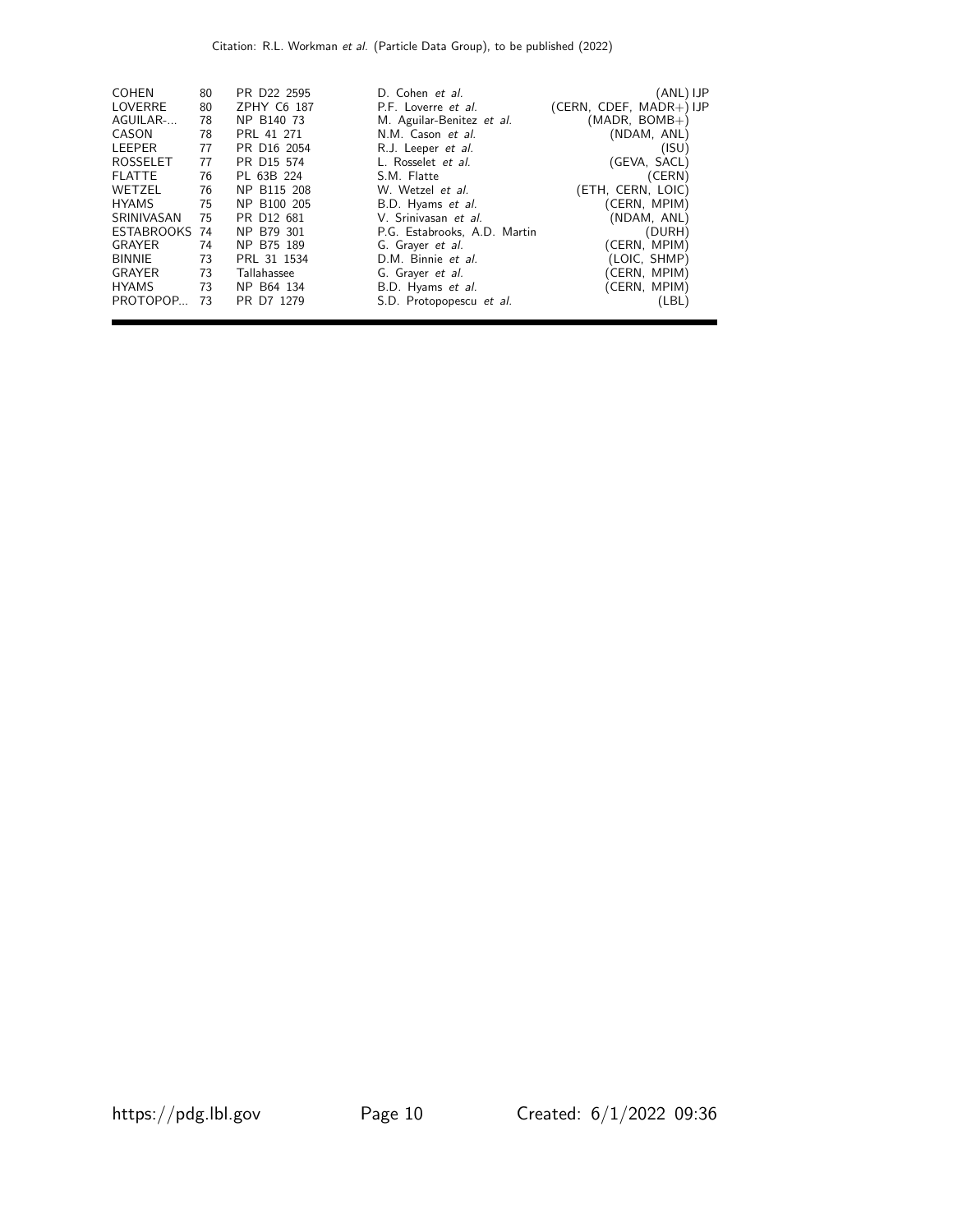| | | | | |
|---|---|---|---|---|
| COHEN | 80 | PR D22 2595 | D. Cohen *et al.* | (ANL) IJP |
| LOVERRE | 80 | ZPHY C6 187 | P.F. Loverre *et al.* | (CERN, CDEF, MADR+) IJP |
| AGUILAR-... | 78 | NP B140 73 | M. Aguilar-Benitez *et al.* | (MADR, BOMB+) |
| CASON | 78 | PRL 41 271 | N.M. Cason *et al.* | (NDAM, ANL) |
| LEEPER | 77 | PR D16 2054 | R.J. Leeper *et al.* | (ISU) |
| ROSSELET | 77 | PR D15 574 | L. Rosselet *et al.* | (GEVA, SACL) |
| FLATTE | 76 | PL 63B 224 | S.M. Flatte | (CERN) |
| WETZEL | 76 | NP B115 208 | W. Wetzel *et al.* | (ETH, CERN, LOIC) |
| HYAMS | 75 | NP B100 205 | B.D. Hyams *et al.* | (CERN, MPIM) |
| SRINIVASAN | 75 | PR D12 681 | V. Srinivasan *et al.* | (NDAM, ANL) |
| ESTABROOKS | 74 | NP B79 301 | P.G. Estabrooks, A.D. Martin | (DURH) |
| GRAYER | 74 | NP B75 189 | G. Grayer *et al.* | (CERN, MPIM) |
| BINNIE | 73 | PRL 31 1534 | D.M. Binnie *et al.* | (LOIC, SHMP) |
| GRAYER | 73 | Tallahassee | G. Grayer *et al.* | (CERN, MPIM) |
| HYAMS | 73 | NP B64 134 | B.D. Hyams *et al.* | (CERN, MPIM) |
| PROTOPOP... | 73 | PR D7 1279 | S.D. Protopopescu *et al.* | (LBL) |